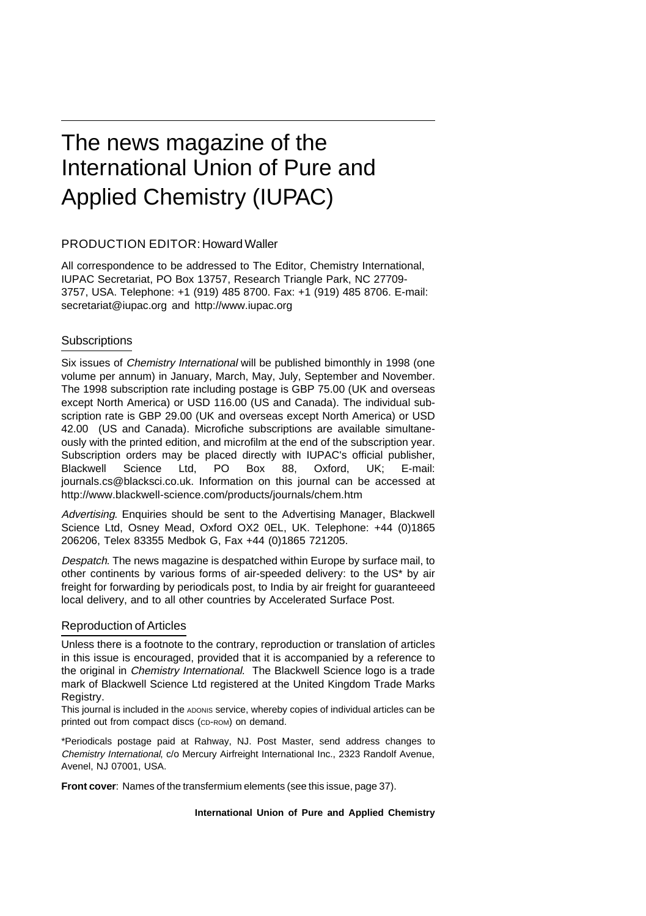# The news magazine of the International Union of Pure and Applied Chemistry (IUPAC)

PRODUCTION EDITOR: Howard Waller

All correspondence to be addressed to The Editor, Chemistry International, IUPAC Secretariat, PO Box 13757, Research Triangle Park, NC 27709-3757, USA. Telephone: +1 (919) 485 8700. Fax: +1 (919) 485 8706. E-mail: secretariat@iupac.org and http://www.iupac.org

## Subscriptions

Six issues of *Chemistry International* will be published bimonthly in 1998 (one volume per annum) in January, March, May, July, September and November. The 1998 subscription rate including postage is GBP 75.00 (UK and overseas except North America) or USD 116.00 (US and Canada). The individual subscription rate is GBP 29.00 (UK and overseas except North America) or USD 42.00 (US and Canada). Microfiche subscriptions are available simultaneously with the printed edition, and microfilm at the end of the subscription year. Subscription orders may be placed directly with IUPAC's official publisher, Blackwell Science Ltd, PO Box 88, Oxford, UK; E-mail: journals.cs@blacksci.co.uk. Information on this journal can be accessed at http://www.blackwell-science.com/products/journals/chem.htm

*Advertising*. Enquiries should be sent to the Advertising Manager, Blackwell Science Ltd, Osney Mead, Oxford OX2 0EL, UK. Telephone: +44 (0)1865 206206, Telex 83355 Medbok G, Fax +44 (0)1865 721205.

*Despatch*. The news magazine is despatched within Europe by surface mail, to other continents by various forms of air-speeded delivery: to the US* by air freight for forwarding by periodicals post, to India by air freight for guaranteeed local delivery, and to all other countries by Accelerated Surface Post.

## Reproduction of Articles

Unless there is a footnote to the contrary, reproduction or translation of articles in this issue is encouraged, provided that it is accompanied by a reference to the original in *Chemistry International*. The Blackwell Science logo is a trade mark of Blackwell Science Ltd registered at the United Kingdom Trade Marks Registry.

This journal is included in the ADONIS service, whereby copies of individual articles can be printed out from compact discs (CD-ROM) on demand.

*Periodicals postage paid at Rahway, NJ. Post Master, send address changes to *Chemistry International*, c/o Mercury Airfreight International Inc., 2323 Randolf Avenue, Avenel, NJ 07001, USA.

**Front cover**: Names of the transfermium elements (see this issue, page 37).

**International Union of Pure and Applied Chemistry**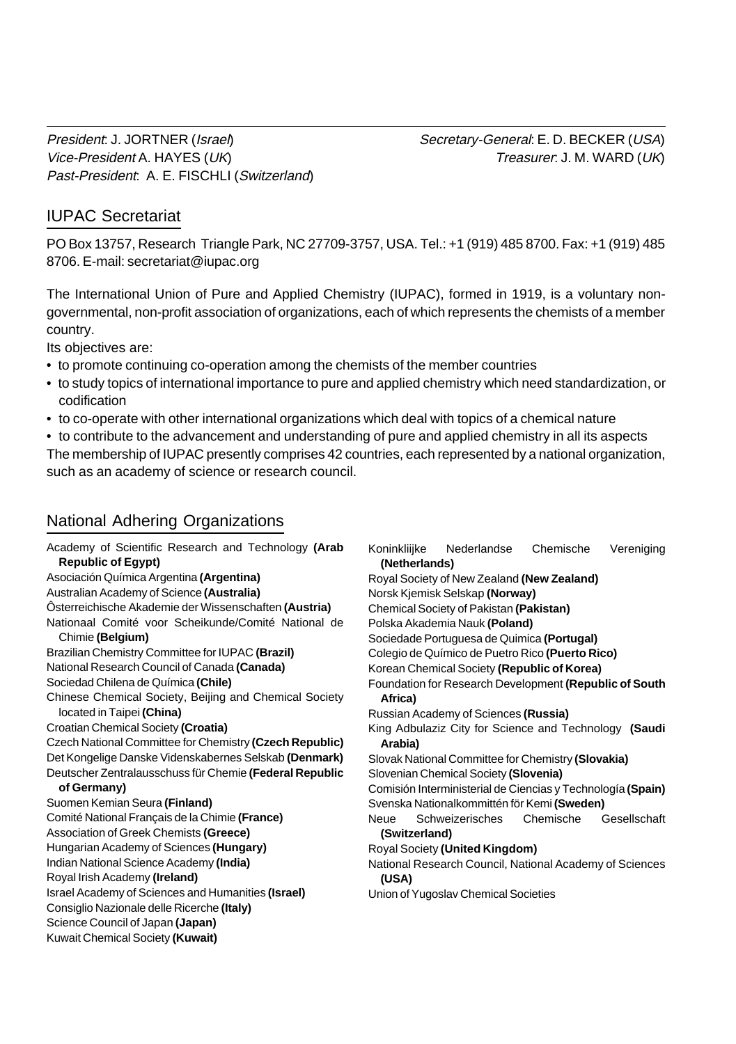*President*: J. JORTNER (*Israel*)
*Vice-President* A. HAYES (*UK*)
*Past-President*: A. E. FISCHLI (*Switzerland*)

*Secretary-General*: E. D. BECKER (*USA*)
*Treasurer*: J. M. WARD (*UK*)

## IUPAC Secretariat

PO Box 13757, Research Triangle Park, NC 27709-3757, USA. Tel.: +1 (919) 485 8700. Fax: +1 (919) 485 8706. E-mail: secretariat@iupac.org

The International Union of Pure and Applied Chemistry (IUPAC), formed in 1919, is a voluntary non-governmental, non-profit association of organizations, each of which represents the chemists of a member country.

Its objectives are:

- to promote continuing co-operation among the chemists of the member countries
- to study topics of international importance to pure and applied chemistry which need standardization, or codification
- to co-operate with other international organizations which deal with topics of a chemical nature
- to contribute to the advancement and understanding of pure and applied chemistry in all its aspects

The membership of IUPAC presently comprises 42 countries, each represented by a national organization, such as an academy of science or research council.

## National Adhering Organizations

Academy of Scientific Research and Technology **(Arab Republic of Egypt)**
Asociación Química Argentina **(Argentina)**
Australian Academy of Science **(Australia)**
Österreichische Akademie der Wissenschaften **(Austria)**
Nationaal Comité voor Scheikunde/Comité National de Chimie **(Belgium)**
Brazilian Chemistry Committee for IUPAC **(Brazil)**
National Research Council of Canada **(Canada)**
Sociedad Chilena de Química **(Chile)**
Chinese Chemical Society, Beijing and Chemical Society located in Taipei **(China)**
Croatian Chemical Society **(Croatia)**
Czech National Committee for Chemistry **(Czech Republic)**
Det Kongelige Danske Videnskabernes Selskab **(Denmark)**
Deutscher Zentralausschuss für Chemie **(Federal Republic of Germany)**
Suomen Kemian Seura **(Finland)**
Comité National Français de la Chimie **(France)**
Association of Greek Chemists **(Greece)**
Hungarian Academy of Sciences **(Hungary)**
Indian National Science Academy **(India)**
Royal Irish Academy **(Ireland)**
Israel Academy of Sciences and Humanities **(Israel)**
Consiglio Nazionale delle Ricerche **(Italy)**
Science Council of Japan **(Japan)**
Kuwait Chemical Society **(Kuwait)**
Koninklijke Nederlandse Chemische Vereniging **(Netherlands)**
Royal Society of New Zealand **(New Zealand)**
Norsk Kjemisk Selskap **(Norway)**
Chemical Society of Pakistan **(Pakistan)**
Polska Akademia Nauk **(Poland)**
Sociedade Portuguesa de Quimica **(Portugal)**
Colegio de Químico de Puetro Rico **(Puerto Rico)**
Korean Chemical Society **(Republic of Korea)**
Foundation for Research Development **(Republic of South Africa)**
Russian Academy of Sciences **(Russia)**
King Adbulaziz City for Science and Technology **(Saudi Arabia)**
Slovak National Committee for Chemistry **(Slovakia)**
Slovenian Chemical Society **(Slovenia)**
Comisión Interministerial de Ciencias y Technología **(Spain)**
Svenska Nationalkommittén för Kemi **(Sweden)**
Neue Schweizerisches Chemische Gesellschaft **(Switzerland)**
Royal Society **(United Kingdom)**
National Research Council, National Academy of Sciences **(USA)**
Union of Yugoslav Chemical Societies